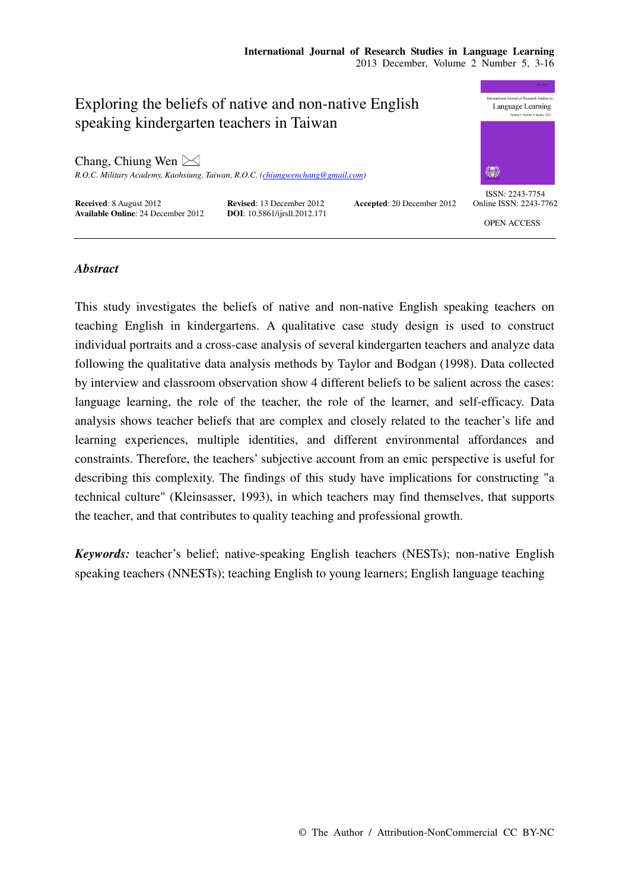# Exploring the beliefs of native and non-native English speaking kindergarten teachers in Taiwan

Chang, Chiung Wen ✉

*R.O.C. Military Academy, Kaohsiung, Taiwan, R.O.C. (chiungwenchang@gmail.com)*

**Received**: 8 August 2012
**Revised**: 13 December 2012
**Accepted**: 20 December 2012
**Available Online**: 24 December 2012
**DOI**: 10.5861/ijrsll.2012.171

ISSN: 2243-7754
Online ISSN: 2243-7762

OPEN ACCESS

---

## *Abstract*

This study investigates the beliefs of native and non-native English speaking teachers on teaching English in kindergartens. A qualitative case study design is used to construct individual portraits and a cross-case analysis of several kindergarten teachers and analyze data following the qualitative data analysis methods by Taylor and Bodgan (1998). Data collected by interview and classroom observation show 4 different beliefs to be salient across the cases: language learning, the role of the teacher, the role of the learner, and self-efficacy. Data analysis shows teacher beliefs that are complex and closely related to the teacher's life and learning experiences, multiple identities, and different environmental affordances and constraints. Therefore, the teachers' subjective account from an emic perspective is useful for describing this complexity. The findings of this study have implications for constructing "a technical culture" (Kleinsasser, 1993), in which teachers may find themselves, that supports the teacher, and that contributes to quality teaching and professional growth.

***Keywords:*** teacher's belief; native-speaking English teachers (NESTs); non-native English speaking teachers (NNESTs); teaching English to young learners; English language teaching

© The Author / Attribution-NonCommercial CC BY-NC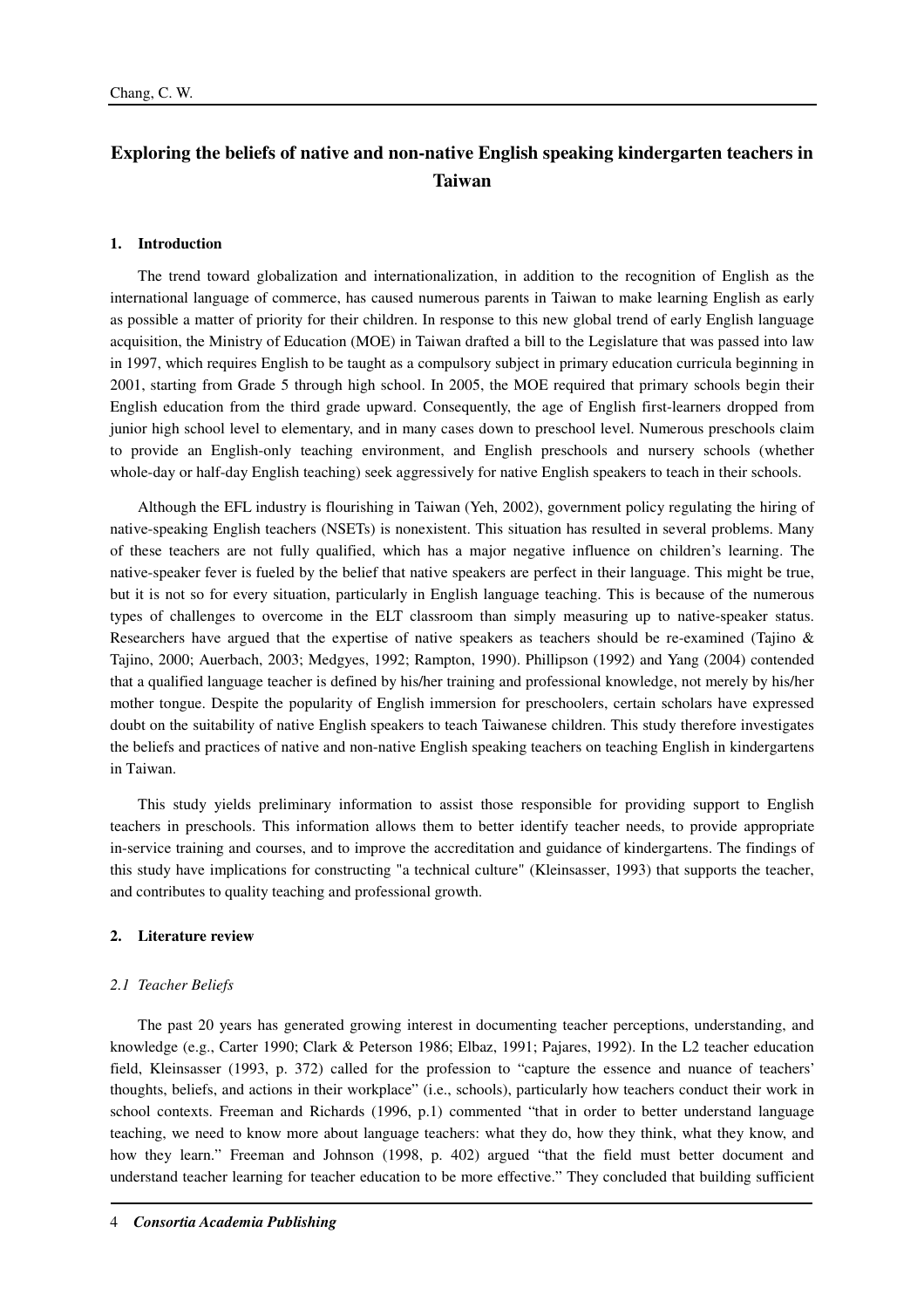# Exploring the beliefs of native and non-native English speaking kindergarten teachers in Taiwan

## 1. Introduction

The trend toward globalization and internationalization, in addition to the recognition of English as the international language of commerce, has caused numerous parents in Taiwan to make learning English as early as possible a matter of priority for their children. In response to this new global trend of early English language acquisition, the Ministry of Education (MOE) in Taiwan drafted a bill to the Legislature that was passed into law in 1997, which requires English to be taught as a compulsory subject in primary education curricula beginning in 2001, starting from Grade 5 through high school. In 2005, the MOE required that primary schools begin their English education from the third grade upward. Consequently, the age of English first-learners dropped from junior high school level to elementary, and in many cases down to preschool level. Numerous preschools claim to provide an English-only teaching environment, and English preschools and nursery schools (whether whole-day or half-day English teaching) seek aggressively for native English speakers to teach in their schools.

Although the EFL industry is flourishing in Taiwan (Yeh, 2002), government policy regulating the hiring of native-speaking English teachers (NSETs) is nonexistent. This situation has resulted in several problems. Many of these teachers are not fully qualified, which has a major negative influence on children's learning. The native-speaker fever is fueled by the belief that native speakers are perfect in their language. This might be true, but it is not so for every situation, particularly in English language teaching. This is because of the numerous types of challenges to overcome in the ELT classroom than simply measuring up to native-speaker status. Researchers have argued that the expertise of native speakers as teachers should be re-examined (Tajino & Tajino, 2000; Auerbach, 2003; Medgyes, 1992; Rampton, 1990). Phillipson (1992) and Yang (2004) contended that a qualified language teacher is defined by his/her training and professional knowledge, not merely by his/her mother tongue. Despite the popularity of English immersion for preschoolers, certain scholars have expressed doubt on the suitability of native English speakers to teach Taiwanese children. This study therefore investigates the beliefs and practices of native and non-native English speaking teachers on teaching English in kindergartens in Taiwan.

This study yields preliminary information to assist those responsible for providing support to English teachers in preschools. This information allows them to better identify teacher needs, to provide appropriate in-service training and courses, and to improve the accreditation and guidance of kindergartens. The findings of this study have implications for constructing "a technical culture" (Kleinsasser, 1993) that supports the teacher, and contributes to quality teaching and professional growth.

## 2. Literature review

### *2.1 Teacher Beliefs*

The past 20 years has generated growing interest in documenting teacher perceptions, understanding, and knowledge (e.g., Carter 1990; Clark & Peterson 1986; Elbaz, 1991; Pajares, 1992). In the L2 teacher education field, Kleinsasser (1993, p. 372) called for the profession to "capture the essence and nuance of teachers' thoughts, beliefs, and actions in their workplace" (i.e., schools), particularly how teachers conduct their work in school contexts. Freeman and Richards (1996, p.1) commented "that in order to better understand language teaching, we need to know more about language teachers: what they do, how they think, what they know, and how they learn." Freeman and Johnson (1998, p. 402) argued "that the field must better document and understand teacher learning for teacher education to be more effective." They concluded that building sufficient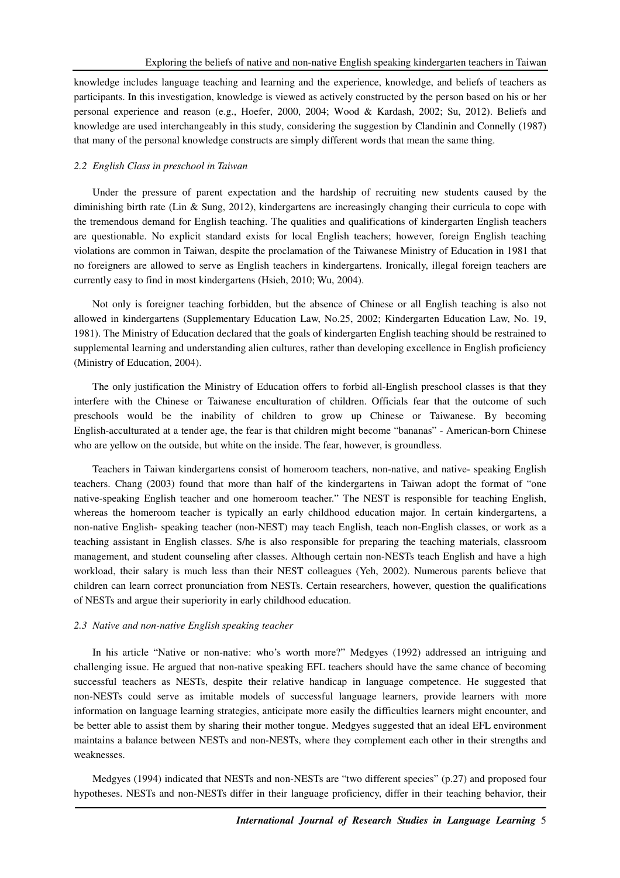knowledge includes language teaching and learning and the experience, knowledge, and beliefs of teachers as participants. In this investigation, knowledge is viewed as actively constructed by the person based on his or her personal experience and reason (e.g., Hoefer, 2000, 2004; Wood & Kardash, 2002; Su, 2012). Beliefs and knowledge are used interchangeably in this study, considering the suggestion by Clandinin and Connelly (1987) that many of the personal knowledge constructs are simply different words that mean the same thing.

### *2.2 English Class in preschool in Taiwan*

Under the pressure of parent expectation and the hardship of recruiting new students caused by the diminishing birth rate (Lin & Sung, 2012), kindergartens are increasingly changing their curricula to cope with the tremendous demand for English teaching. The qualities and qualifications of kindergarten English teachers are questionable. No explicit standard exists for local English teachers; however, foreign English teaching violations are common in Taiwan, despite the proclamation of the Taiwanese Ministry of Education in 1981 that no foreigners are allowed to serve as English teachers in kindergartens. Ironically, illegal foreign teachers are currently easy to find in most kindergartens (Hsieh, 2010; Wu, 2004).

Not only is foreigner teaching forbidden, but the absence of Chinese or all English teaching is also not allowed in kindergartens (Supplementary Education Law, No.25, 2002; Kindergarten Education Law, No. 19, 1981). The Ministry of Education declared that the goals of kindergarten English teaching should be restrained to supplemental learning and understanding alien cultures, rather than developing excellence in English proficiency (Ministry of Education, 2004).

The only justification the Ministry of Education offers to forbid all-English preschool classes is that they interfere with the Chinese or Taiwanese enculturation of children. Officials fear that the outcome of such preschools would be the inability of children to grow up Chinese or Taiwanese. By becoming English-acculturated at a tender age, the fear is that children might become "bananas" - American-born Chinese who are yellow on the outside, but white on the inside. The fear, however, is groundless.

Teachers in Taiwan kindergartens consist of homeroom teachers, non-native, and native- speaking English teachers. Chang (2003) found that more than half of the kindergartens in Taiwan adopt the format of "one native-speaking English teacher and one homeroom teacher." The NEST is responsible for teaching English, whereas the homeroom teacher is typically an early childhood education major. In certain kindergartens, a non-native English- speaking teacher (non-NEST) may teach English, teach non-English classes, or work as a teaching assistant in English classes. S/he is also responsible for preparing the teaching materials, classroom management, and student counseling after classes. Although certain non-NESTs teach English and have a high workload, their salary is much less than their NEST colleagues (Yeh, 2002). Numerous parents believe that children can learn correct pronunciation from NESTs. Certain researchers, however, question the qualifications of NESTs and argue their superiority in early childhood education.

### *2.3 Native and non-native English speaking teacher*

In his article "Native or non-native: who's worth more?" Medgyes (1992) addressed an intriguing and challenging issue. He argued that non-native speaking EFL teachers should have the same chance of becoming successful teachers as NESTs, despite their relative handicap in language competence. He suggested that non-NESTs could serve as imitable models of successful language learners, provide learners with more information on language learning strategies, anticipate more easily the difficulties learners might encounter, and be better able to assist them by sharing their mother tongue. Medgyes suggested that an ideal EFL environment maintains a balance between NESTs and non-NESTs, where they complement each other in their strengths and weaknesses.

Medgyes (1994) indicated that NESTs and non-NESTs are "two different species" (p.27) and proposed four hypotheses. NESTs and non-NESTs differ in their language proficiency, differ in their teaching behavior, their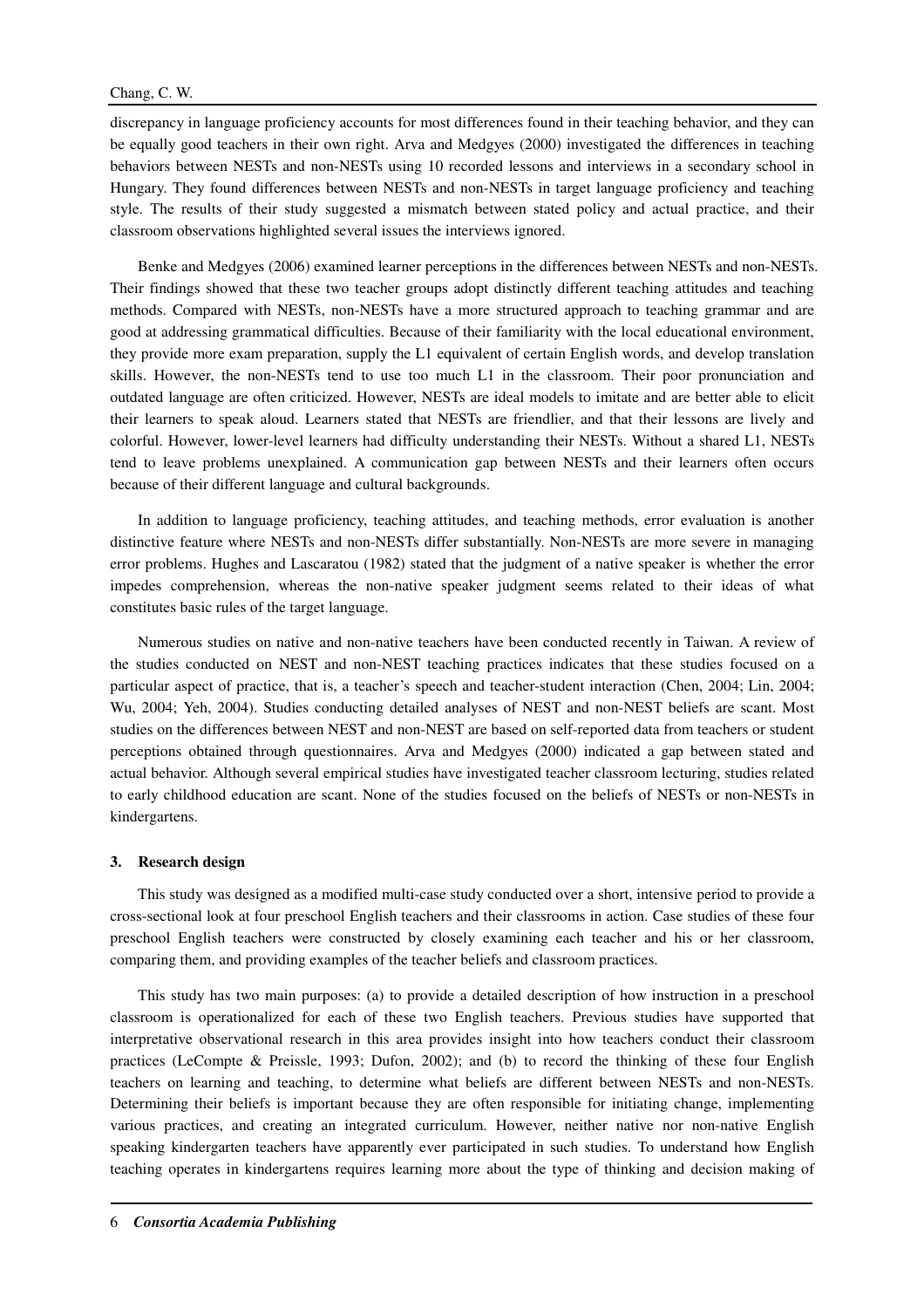discrepancy in language proficiency accounts for most differences found in their teaching behavior, and they can be equally good teachers in their own right. Arva and Medgyes (2000) investigated the differences in teaching behaviors between NESTs and non-NESTs using 10 recorded lessons and interviews in a secondary school in Hungary. They found differences between NESTs and non-NESTs in target language proficiency and teaching style. The results of their study suggested a mismatch between stated policy and actual practice, and their classroom observations highlighted several issues the interviews ignored.

Benke and Medgyes (2006) examined learner perceptions in the differences between NESTs and non-NESTs. Their findings showed that these two teacher groups adopt distinctly different teaching attitudes and teaching methods. Compared with NESTs, non-NESTs have a more structured approach to teaching grammar and are good at addressing grammatical difficulties. Because of their familiarity with the local educational environment, they provide more exam preparation, supply the L1 equivalent of certain English words, and develop translation skills. However, the non-NESTs tend to use too much L1 in the classroom. Their poor pronunciation and outdated language are often criticized. However, NESTs are ideal models to imitate and are better able to elicit their learners to speak aloud. Learners stated that NESTs are friendlier, and that their lessons are lively and colorful. However, lower-level learners had difficulty understanding their NESTs. Without a shared L1, NESTs tend to leave problems unexplained. A communication gap between NESTs and their learners often occurs because of their different language and cultural backgrounds.

In addition to language proficiency, teaching attitudes, and teaching methods, error evaluation is another distinctive feature where NESTs and non-NESTs differ substantially. Non-NESTs are more severe in managing error problems. Hughes and Lascaratou (1982) stated that the judgment of a native speaker is whether the error impedes comprehension, whereas the non-native speaker judgment seems related to their ideas of what constitutes basic rules of the target language.

Numerous studies on native and non-native teachers have been conducted recently in Taiwan. A review of the studies conducted on NEST and non-NEST teaching practices indicates that these studies focused on a particular aspect of practice, that is, a teacher's speech and teacher-student interaction (Chen, 2004; Lin, 2004; Wu, 2004; Yeh, 2004). Studies conducting detailed analyses of NEST and non-NEST beliefs are scant. Most studies on the differences between NEST and non-NEST are based on self-reported data from teachers or student perceptions obtained through questionnaires. Arva and Medgyes (2000) indicated a gap between stated and actual behavior. Although several empirical studies have investigated teacher classroom lecturing, studies related to early childhood education are scant. None of the studies focused on the beliefs of NESTs or non-NESTs in kindergartens.

## 3. Research design

This study was designed as a modified multi-case study conducted over a short, intensive period to provide a cross-sectional look at four preschool English teachers and their classrooms in action. Case studies of these four preschool English teachers were constructed by closely examining each teacher and his or her classroom, comparing them, and providing examples of the teacher beliefs and classroom practices.

This study has two main purposes: (a) to provide a detailed description of how instruction in a preschool classroom is operationalized for each of these two English teachers. Previous studies have supported that interpretative observational research in this area provides insight into how teachers conduct their classroom practices (LeCompte & Preissle, 1993; Dufon, 2002); and (b) to record the thinking of these four English teachers on learning and teaching, to determine what beliefs are different between NESTs and non-NESTs. Determining their beliefs is important because they are often responsible for initiating change, implementing various practices, and creating an integrated curriculum. However, neither native nor non-native English speaking kindergarten teachers have apparently ever participated in such studies. To understand how English teaching operates in kindergartens requires learning more about the type of thinking and decision making of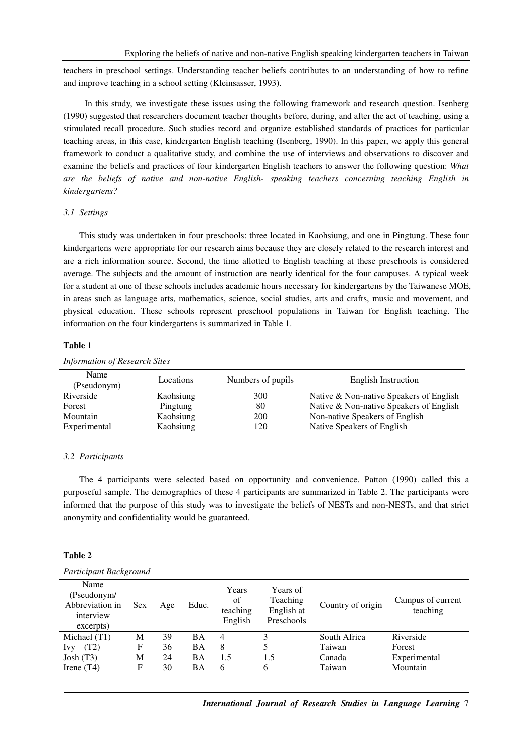teachers in preschool settings. Understanding teacher beliefs contributes to an understanding of how to refine and improve teaching in a school setting (Kleinsasser, 1993).

In this study, we investigate these issues using the following framework and research question. Isenberg (1990) suggested that researchers document teacher thoughts before, during, and after the act of teaching, using a stimulated recall procedure. Such studies record and organize established standards of practices for particular teaching areas, in this case, kindergarten English teaching (Isenberg, 1990). In this paper, we apply this general framework to conduct a qualitative study, and combine the use of interviews and observations to discover and examine the beliefs and practices of four kindergarten English teachers to answer the following question: *What are the beliefs of native and non-native English- speaking teachers concerning teaching English in kindergartens?*

### *3.1 Settings*

This study was undertaken in four preschools: three located in Kaohsiung, and one in Pingtung. These four kindergartens were appropriate for our research aims because they are closely related to the research interest and are a rich information source. Second, the time allotted to English teaching at these preschools is considered average. The subjects and the amount of instruction are nearly identical for the four campuses. A typical week for a student at one of these schools includes academic hours necessary for kindergartens by the Taiwanese MOE, in areas such as language arts, mathematics, science, social studies, arts and crafts, music and movement, and physical education. These schools represent preschool populations in Taiwan for English teaching. The information on the four kindergartens is summarized in Table 1.

**Table 1**

*Information of Research Sites*

| Name (Pseudonym) | Locations | Numbers of pupils | English Instruction |
|---|---|---|---|
| Riverside | Kaohsiung | 300 | Native & Non-native Speakers of English |
| Forest | Pingtung | 80 | Native & Non-native Speakers of English |
| Mountain | Kaohsiung | 200 | Non-native Speakers of English |
| Experimental | Kaohsiung | 120 | Native Speakers of English |

### *3.2 Participants*

The 4 participants were selected based on opportunity and convenience. Patton (1990) called this a purposeful sample. The demographics of these 4 participants are summarized in Table 2. The participants were informed that the purpose of this study was to investigate the beliefs of NESTs and non-NESTs, and that strict anonymity and confidentiality would be guaranteed.

**Table 2**

*Participant Background*

| Name (Pseudonym/ Abbreviation in interview excerpts) | Sex | Age | Educ. | Years of teaching English | Years of Teaching English at Preschools | Country of origin | Campus of current teaching |
|---|---|---|---|---|---|---|---|
| Michael (T1) | M | 39 | BA | 4 | 3 | South Africa | Riverside |
| Ivy (T2) | F | 36 | BA | 8 | 5 | Taiwan | Forest |
| Josh (T3) | M | 24 | BA | 1.5 | 1.5 | Canada | Experimental |
| Irene (T4) | F | 30 | BA | 6 | 6 | Taiwan | Mountain |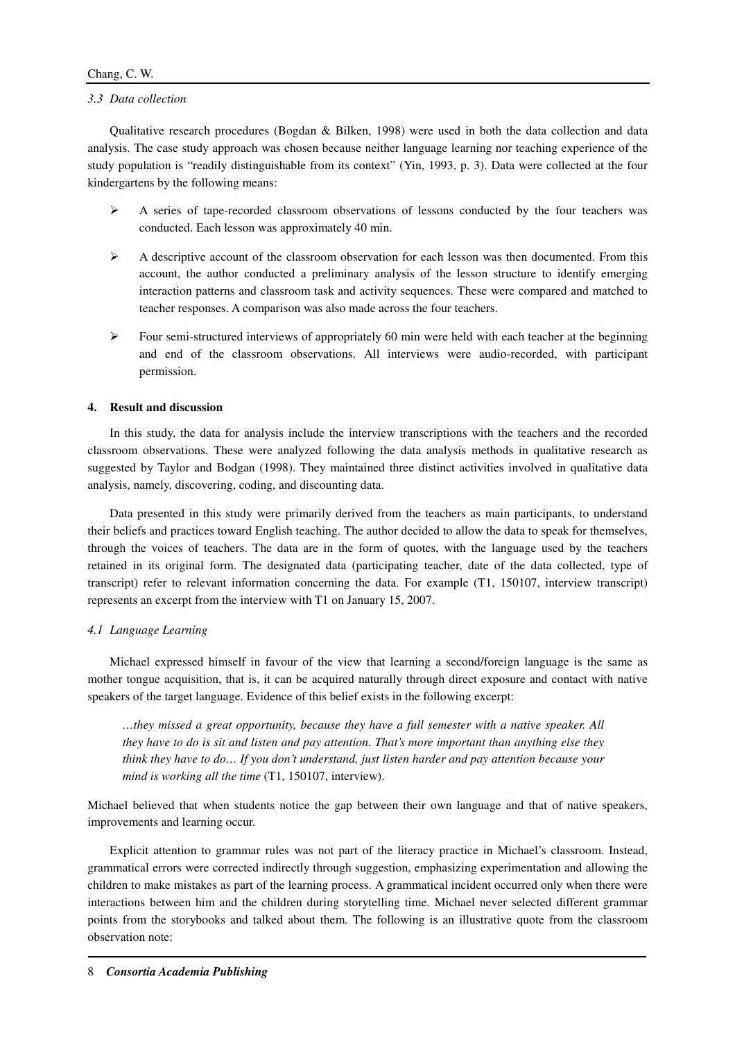### 3.3 Data collection

Qualitative research procedures (Bogdan & Bilken, 1998) were used in both the data collection and data analysis. The case study approach was chosen because neither language learning nor teaching experience of the study population is "readily distinguishable from its context" (Yin, 1993, p. 3). Data were collected at the four kindergartens by the following means:

- A series of tape-recorded classroom observations of lessons conducted by the four teachers was conducted. Each lesson was approximately 40 min.
- A descriptive account of the classroom observation for each lesson was then documented. From this account, the author conducted a preliminary analysis of the lesson structure to identify emerging interaction patterns and classroom task and activity sequences. These were compared and matched to teacher responses. A comparison was also made across the four teachers.
- Four semi-structured interviews of appropriately 60 min were held with each teacher at the beginning and end of the classroom observations. All interviews were audio-recorded, with participant permission.

## 4. Result and discussion

In this study, the data for analysis include the interview transcriptions with the teachers and the recorded classroom observations. These were analyzed following the data analysis methods in qualitative research as suggested by Taylor and Bodgan (1998). They maintained three distinct activities involved in qualitative data analysis, namely, discovering, coding, and discounting data.

Data presented in this study were primarily derived from the teachers as main participants, to understand their beliefs and practices toward English teaching. The author decided to allow the data to speak for themselves, through the voices of teachers. The data are in the form of quotes, with the language used by the teachers retained in its original form. The designated data (participating teacher, date of the data collected, type of transcript) refer to relevant information concerning the data. For example (T1, 150107, interview transcript) represents an excerpt from the interview with T1 on January 15, 2007.

### 4.1 Language Learning

Michael expressed himself in favour of the view that learning a second/foreign language is the same as mother tongue acquisition, that is, it can be acquired naturally through direct exposure and contact with native speakers of the target language. Evidence of this belief exists in the following excerpt:

> *…they missed a great opportunity, because they have a full semester with a native speaker. All they have to do is sit and listen and pay attention. That's more important than anything else they think they have to do… If you don't understand, just listen harder and pay attention because your mind is working all the time* (T1, 150107, interview).

Michael believed that when students notice the gap between their own language and that of native speakers, improvements and learning occur.

Explicit attention to grammar rules was not part of the literacy practice in Michael's classroom. Instead, grammatical errors were corrected indirectly through suggestion, emphasizing experimentation and allowing the children to make mistakes as part of the learning process. A grammatical incident occurred only when there were interactions between him and the children during storytelling time. Michael never selected different grammar points from the storybooks and talked about them. The following is an illustrative quote from the classroom observation note: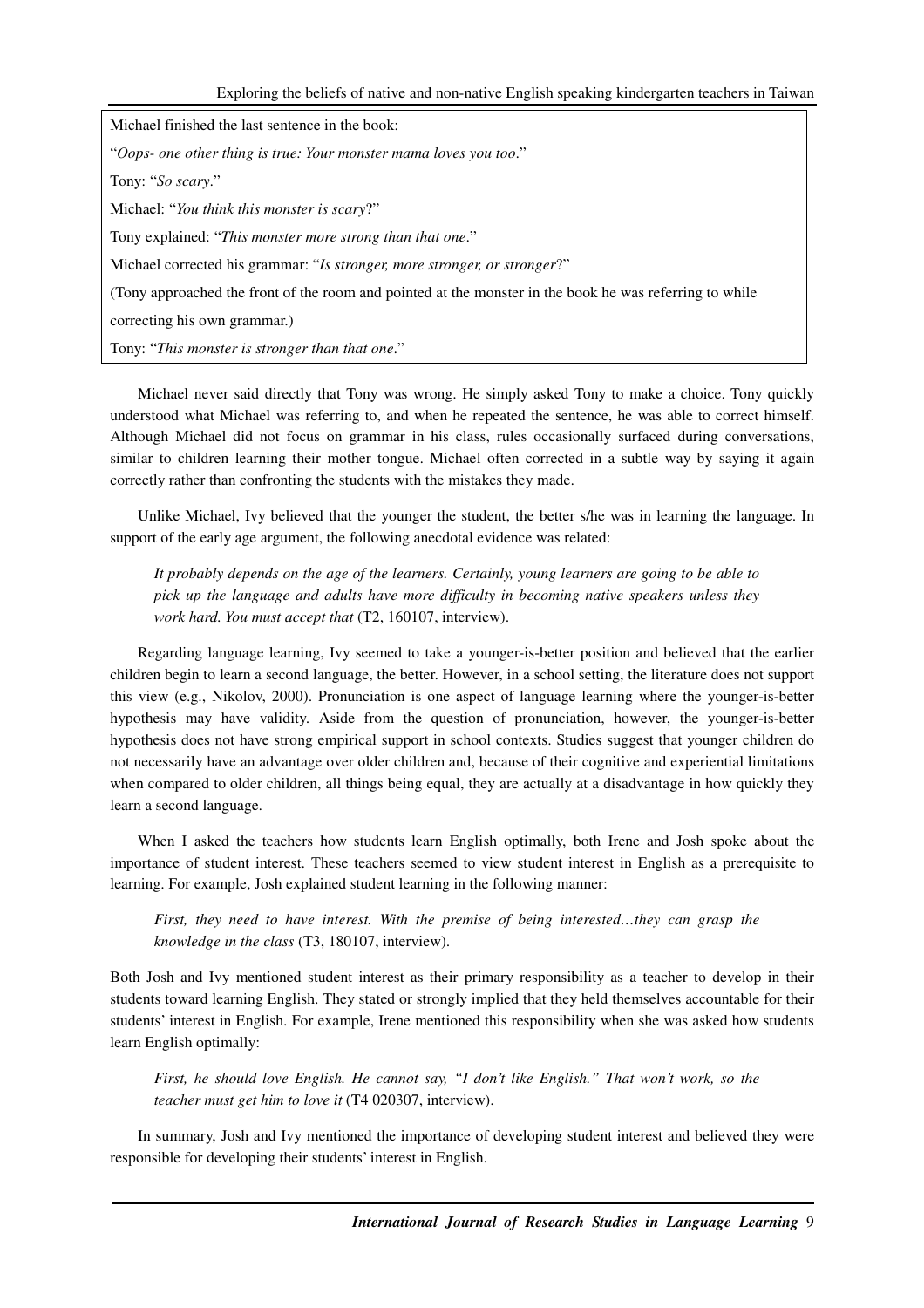Michael finished the last sentence in the book:

"*Oops- one other thing is true: Your monster mama loves you too*."

Tony: "*So scary*."

Michael: "*You think this monster is scary*?"

Tony explained: "*This monster more strong than that one*."

Michael corrected his grammar: "*Is stronger, more stronger, or stronger*?"

(Tony approached the front of the room and pointed at the monster in the book he was referring to while correcting his own grammar.)

Tony: "*This monster is stronger than that one*."

Michael never said directly that Tony was wrong. He simply asked Tony to make a choice. Tony quickly understood what Michael was referring to, and when he repeated the sentence, he was able to correct himself. Although Michael did not focus on grammar in his class, rules occasionally surfaced during conversations, similar to children learning their mother tongue. Michael often corrected in a subtle way by saying it again correctly rather than confronting the students with the mistakes they made.

Unlike Michael, Ivy believed that the younger the student, the better s/he was in learning the language. In support of the early age argument, the following anecdotal evidence was related:

> *It probably depends on the age of the learners. Certainly, young learners are going to be able to pick up the language and adults have more difficulty in becoming native speakers unless they work hard. You must accept that* (T2, 160107, interview).

Regarding language learning, Ivy seemed to take a younger-is-better position and believed that the earlier children begin to learn a second language, the better. However, in a school setting, the literature does not support this view (e.g., Nikolov, 2000). Pronunciation is one aspect of language learning where the younger-is-better hypothesis may have validity. Aside from the question of pronunciation, however, the younger-is-better hypothesis does not have strong empirical support in school contexts. Studies suggest that younger children do not necessarily have an advantage over older children and, because of their cognitive and experiential limitations when compared to older children, all things being equal, they are actually at a disadvantage in how quickly they learn a second language.

When I asked the teachers how students learn English optimally, both Irene and Josh spoke about the importance of student interest. These teachers seemed to view student interest in English as a prerequisite to learning. For example, Josh explained student learning in the following manner:

> *First, they need to have interest. With the premise of being interested…they can grasp the knowledge in the class* (T3, 180107, interview).

Both Josh and Ivy mentioned student interest as their primary responsibility as a teacher to develop in their students toward learning English. They stated or strongly implied that they held themselves accountable for their students' interest in English. For example, Irene mentioned this responsibility when she was asked how students learn English optimally:

> *First, he should love English. He cannot say, "I don't like English." That won't work, so the teacher must get him to love it* (T4 020307, interview).

In summary, Josh and Ivy mentioned the importance of developing student interest and believed they were responsible for developing their students' interest in English.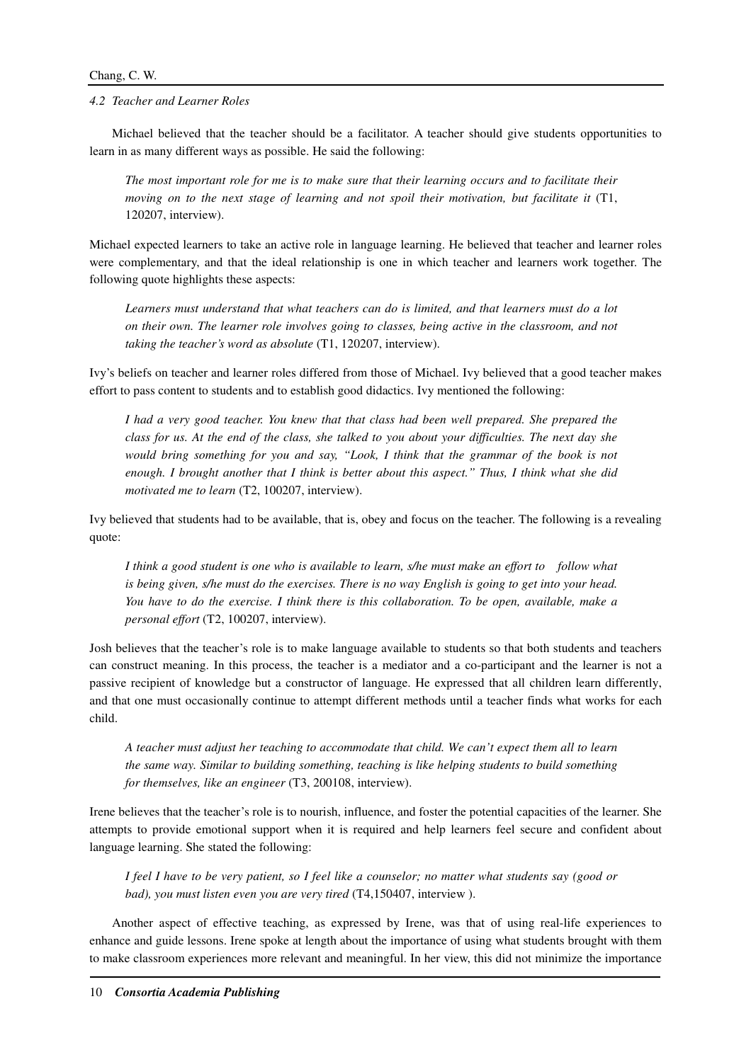### 4.2 Teacher and Learner Roles

Michael believed that the teacher should be a facilitator. A teacher should give students opportunities to learn in as many different ways as possible. He said the following:

> *The most important role for me is to make sure that their learning occurs and to facilitate their moving on to the next stage of learning and not spoil their motivation, but facilitate it* (T1, 120207, interview).

Michael expected learners to take an active role in language learning. He believed that teacher and learner roles were complementary, and that the ideal relationship is one in which teacher and learners work together. The following quote highlights these aspects:

> *Learners must understand that what teachers can do is limited, and that learners must do a lot on their own. The learner role involves going to classes, being active in the classroom, and not taking the teacher's word as absolute* (T1, 120207, interview).

Ivy's beliefs on teacher and learner roles differed from those of Michael. Ivy believed that a good teacher makes effort to pass content to students and to establish good didactics. Ivy mentioned the following:

> *I had a very good teacher. You knew that that class had been well prepared. She prepared the class for us. At the end of the class, she talked to you about your difficulties. The next day she would bring something for you and say, "Look, I think that the grammar of the book is not enough. I brought another that I think is better about this aspect." Thus, I think what she did motivated me to learn* (T2, 100207, interview).

Ivy believed that students had to be available, that is, obey and focus on the teacher. The following is a revealing quote:

> *I think a good student is one who is available to learn, s/he must make an effort to follow what is being given, s/he must do the exercises. There is no way English is going to get into your head. You have to do the exercise. I think there is this collaboration. To be open, available, make a personal effort* (T2, 100207, interview).

Josh believes that the teacher's role is to make language available to students so that both students and teachers can construct meaning. In this process, the teacher is a mediator and a co-participant and the learner is not a passive recipient of knowledge but a constructor of language. He expressed that all children learn differently, and that one must occasionally continue to attempt different methods until a teacher finds what works for each child.

> *A teacher must adjust her teaching to accommodate that child. We can't expect them all to learn the same way. Similar to building something, teaching is like helping students to build something for themselves, like an engineer* (T3, 200108, interview).

Irene believes that the teacher's role is to nourish, influence, and foster the potential capacities of the learner. She attempts to provide emotional support when it is required and help learners feel secure and confident about language learning. She stated the following:

> *I feel I have to be very patient, so I feel like a counselor; no matter what students say (good or bad), you must listen even you are very tired* (T4,150407, interview ).

Another aspect of effective teaching, as expressed by Irene, was that of using real-life experiences to enhance and guide lessons. Irene spoke at length about the importance of using what students brought with them to make classroom experiences more relevant and meaningful. In her view, this did not minimize the importance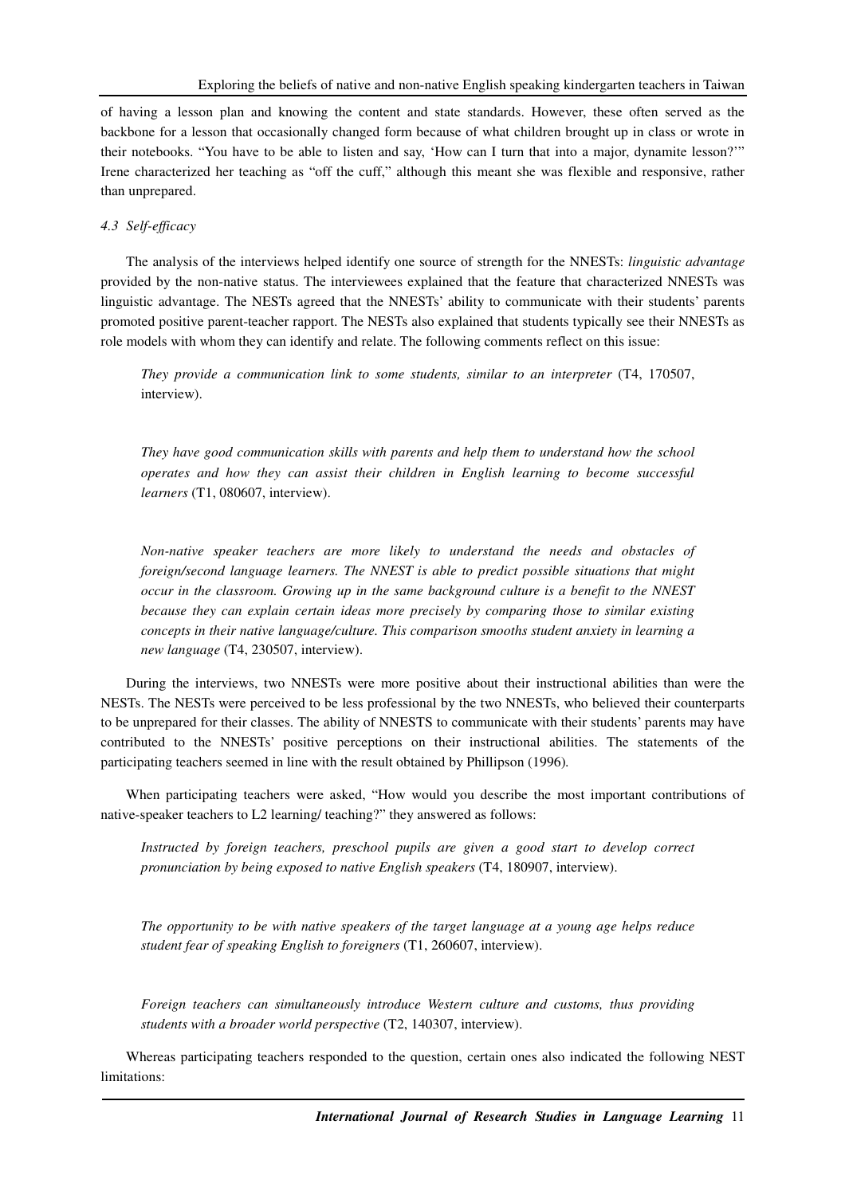of having a lesson plan and knowing the content and state standards. However, these often served as the backbone for a lesson that occasionally changed form because of what children brought up in class or wrote in their notebooks. "You have to be able to listen and say, 'How can I turn that into a major, dynamite lesson?'" Irene characterized her teaching as "off the cuff," although this meant she was flexible and responsive, rather than unprepared.

### 4.3 Self-efficacy

The analysis of the interviews helped identify one source of strength for the NNESTs: *linguistic advantage* provided by the non-native status. The interviewees explained that the feature that characterized NNESTs was linguistic advantage. The NESTs agreed that the NNESTs' ability to communicate with their students' parents promoted positive parent-teacher rapport. The NESTs also explained that students typically see their NNESTs as role models with whom they can identify and relate. The following comments reflect on this issue:

> *They provide a communication link to some students, similar to an interpreter* (T4, 170507, interview).

> *They have good communication skills with parents and help them to understand how the school operates and how they can assist their children in English learning to become successful learners* (T1, 080607, interview).

> *Non-native speaker teachers are more likely to understand the needs and obstacles of foreign/second language learners. The NNEST is able to predict possible situations that might occur in the classroom. Growing up in the same background culture is a benefit to the NNEST because they can explain certain ideas more precisely by comparing those to similar existing concepts in their native language/culture. This comparison smooths student anxiety in learning a new language* (T4, 230507, interview).

During the interviews, two NNESTs were more positive about their instructional abilities than were the NESTs. The NESTs were perceived to be less professional by the two NNESTs, who believed their counterparts to be unprepared for their classes. The ability of NNESTS to communicate with their students' parents may have contributed to the NNESTs' positive perceptions on their instructional abilities. The statements of the participating teachers seemed in line with the result obtained by Phillipson (1996).

When participating teachers were asked, "How would you describe the most important contributions of native-speaker teachers to L2 learning/ teaching?" they answered as follows:

> *Instructed by foreign teachers, preschool pupils are given a good start to develop correct pronunciation by being exposed to native English speakers* (T4, 180907, interview).

> *The opportunity to be with native speakers of the target language at a young age helps reduce student fear of speaking English to foreigners* (T1, 260607, interview).

> *Foreign teachers can simultaneously introduce Western culture and customs, thus providing students with a broader world perspective* (T2, 140307, interview).

Whereas participating teachers responded to the question, certain ones also indicated the following NEST limitations: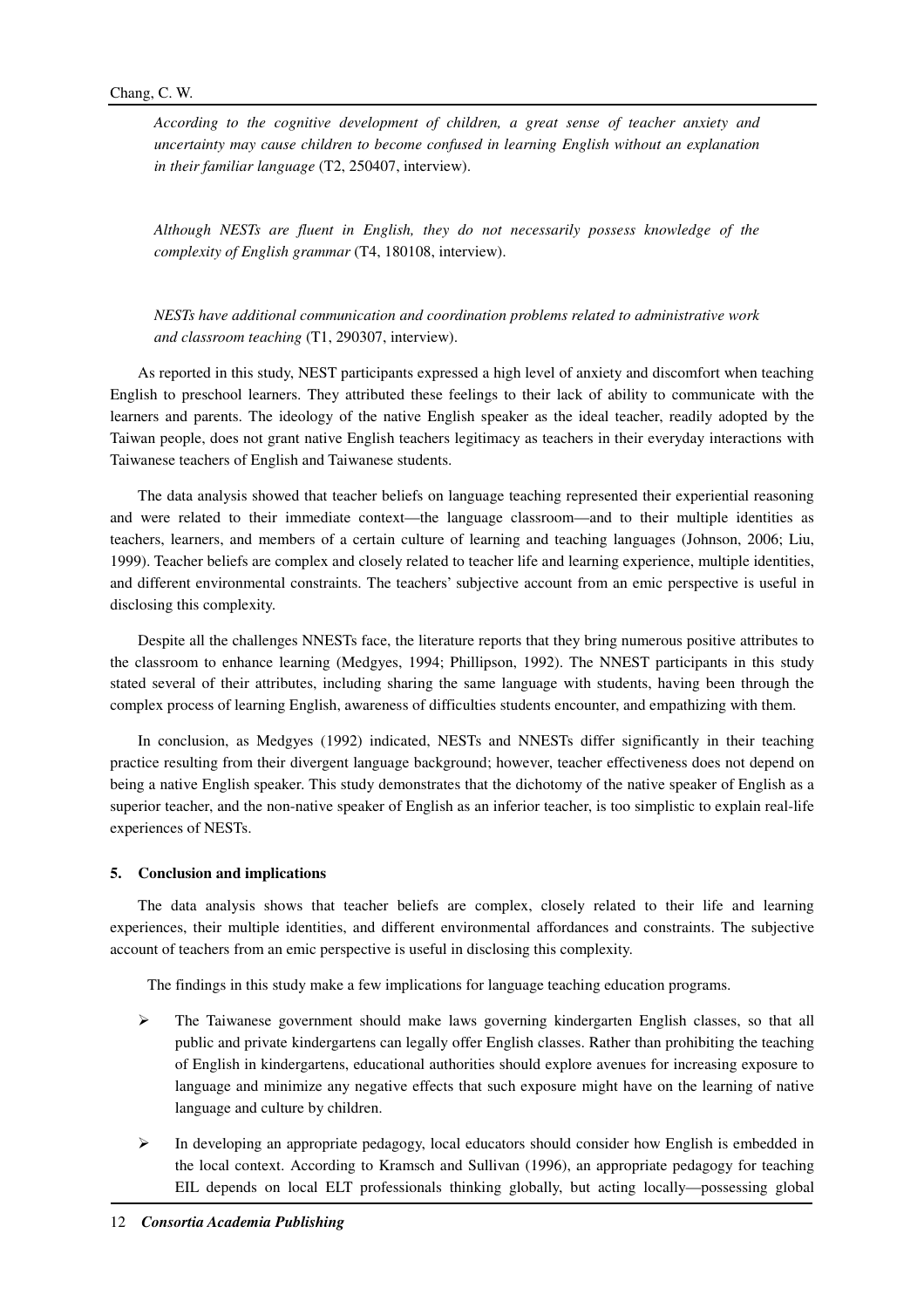*According to the cognitive development of children, a great sense of teacher anxiety and uncertainty may cause children to become confused in learning English without an explanation in their familiar language* (T2, 250407, interview).

*Although NESTs are fluent in English, they do not necessarily possess knowledge of the complexity of English grammar* (T4, 180108, interview).

*NESTs have additional communication and coordination problems related to administrative work and classroom teaching* (T1, 290307, interview).

As reported in this study, NEST participants expressed a high level of anxiety and discomfort when teaching English to preschool learners. They attributed these feelings to their lack of ability to communicate with the learners and parents. The ideology of the native English speaker as the ideal teacher, readily adopted by the Taiwan people, does not grant native English teachers legitimacy as teachers in their everyday interactions with Taiwanese teachers of English and Taiwanese students.

The data analysis showed that teacher beliefs on language teaching represented their experiential reasoning and were related to their immediate context—the language classroom—and to their multiple identities as teachers, learners, and members of a certain culture of learning and teaching languages (Johnson, 2006; Liu, 1999). Teacher beliefs are complex and closely related to teacher life and learning experience, multiple identities, and different environmental constraints. The teachers' subjective account from an emic perspective is useful in disclosing this complexity.

Despite all the challenges NNESTs face, the literature reports that they bring numerous positive attributes to the classroom to enhance learning (Medgyes, 1994; Phillipson, 1992). The NNEST participants in this study stated several of their attributes, including sharing the same language with students, having been through the complex process of learning English, awareness of difficulties students encounter, and empathizing with them.

In conclusion, as Medgyes (1992) indicated, NESTs and NNESTs differ significantly in their teaching practice resulting from their divergent language background; however, teacher effectiveness does not depend on being a native English speaker. This study demonstrates that the dichotomy of the native speaker of English as a superior teacher, and the non-native speaker of English as an inferior teacher, is too simplistic to explain real-life experiences of NESTs.

## 5. Conclusion and implications

The data analysis shows that teacher beliefs are complex, closely related to their life and learning experiences, their multiple identities, and different environmental affordances and constraints. The subjective account of teachers from an emic perspective is useful in disclosing this complexity.

The findings in this study make a few implications for language teaching education programs.

- The Taiwanese government should make laws governing kindergarten English classes, so that all public and private kindergartens can legally offer English classes. Rather than prohibiting the teaching of English in kindergartens, educational authorities should explore avenues for increasing exposure to language and minimize any negative effects that such exposure might have on the learning of native language and culture by children.
- In developing an appropriate pedagogy, local educators should consider how English is embedded in the local context. According to Kramsch and Sullivan (1996), an appropriate pedagogy for teaching EIL depends on local ELT professionals thinking globally, but acting locally—possessing global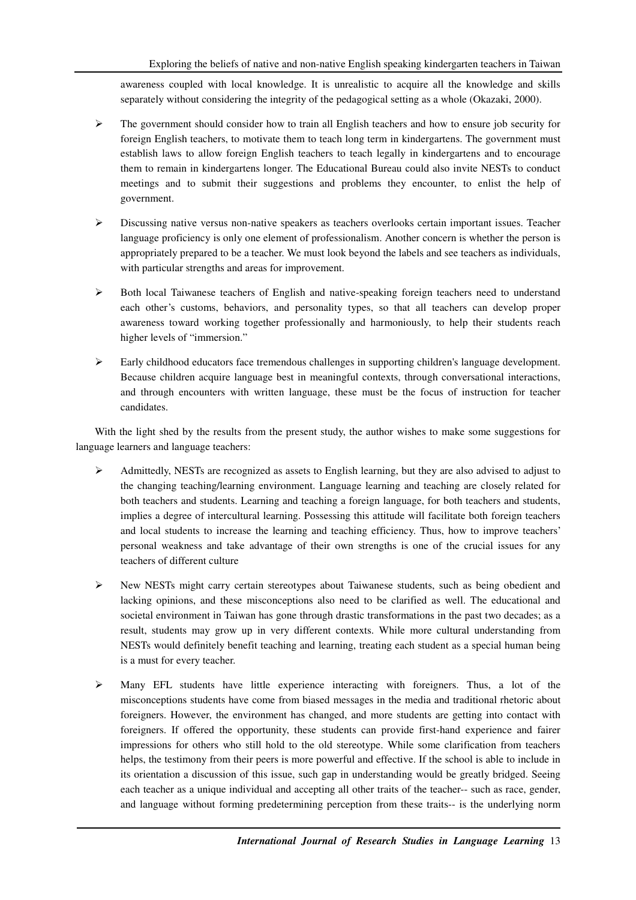awareness coupled with local knowledge. It is unrealistic to acquire all the knowledge and skills separately without considering the integrity of the pedagogical setting as a whole (Okazaki, 2000).

- The government should consider how to train all English teachers and how to ensure job security for foreign English teachers, to motivate them to teach long term in kindergartens. The government must establish laws to allow foreign English teachers to teach legally in kindergartens and to encourage them to remain in kindergartens longer. The Educational Bureau could also invite NESTs to conduct meetings and to submit their suggestions and problems they encounter, to enlist the help of government.

- Discussing native versus non-native speakers as teachers overlooks certain important issues. Teacher language proficiency is only one element of professionalism. Another concern is whether the person is appropriately prepared to be a teacher. We must look beyond the labels and see teachers as individuals, with particular strengths and areas for improvement.

- Both local Taiwanese teachers of English and native-speaking foreign teachers need to understand each other's customs, behaviors, and personality types, so that all teachers can develop proper awareness toward working together professionally and harmoniously, to help their students reach higher levels of "immersion."

- Early childhood educators face tremendous challenges in supporting children's language development. Because children acquire language best in meaningful contexts, through conversational interactions, and through encounters with written language, these must be the focus of instruction for teacher candidates.

With the light shed by the results from the present study, the author wishes to make some suggestions for language learners and language teachers:

- Admittedly, NESTs are recognized as assets to English learning, but they are also advised to adjust to the changing teaching/learning environment. Language learning and teaching are closely related for both teachers and students. Learning and teaching a foreign language, for both teachers and students, implies a degree of intercultural learning. Possessing this attitude will facilitate both foreign teachers and local students to increase the learning and teaching efficiency. Thus, how to improve teachers' personal weakness and take advantage of their own strengths is one of the crucial issues for any teachers of different culture

- New NESTs might carry certain stereotypes about Taiwanese students, such as being obedient and lacking opinions, and these misconceptions also need to be clarified as well. The educational and societal environment in Taiwan has gone through drastic transformations in the past two decades; as a result, students may grow up in very different contexts. While more cultural understanding from NESTs would definitely benefit teaching and learning, treating each student as a special human being is a must for every teacher.

- Many EFL students have little experience interacting with foreigners. Thus, a lot of the misconceptions students have come from biased messages in the media and traditional rhetoric about foreigners. However, the environment has changed, and more students are getting into contact with foreigners. If offered the opportunity, these students can provide first-hand experience and fairer impressions for others who still hold to the old stereotype. While some clarification from teachers helps, the testimony from their peers is more powerful and effective. If the school is able to include in its orientation a discussion of this issue, such gap in understanding would be greatly bridged. Seeing each teacher as a unique individual and accepting all other traits of the teacher-- such as race, gender, and language without forming predetermining perception from these traits-- is the underlying norm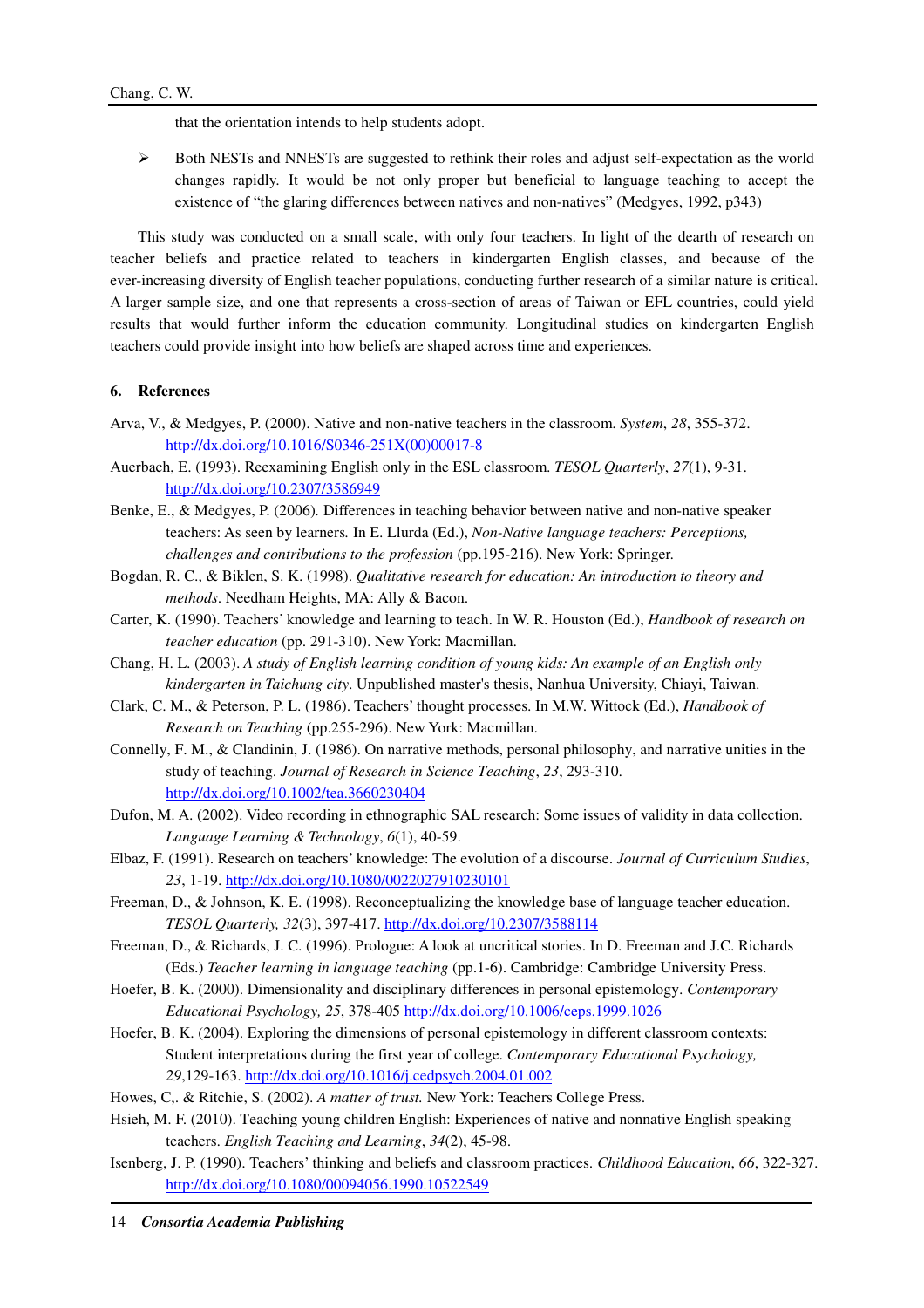that the orientation intends to help students adopt.

- Both NESTs and NNESTs are suggested to rethink their roles and adjust self-expectation as the world changes rapidly. It would be not only proper but beneficial to language teaching to accept the existence of "the glaring differences between natives and non-natives" (Medgyes, 1992, p343)

This study was conducted on a small scale, with only four teachers. In light of the dearth of research on teacher beliefs and practice related to teachers in kindergarten English classes, and because of the ever-increasing diversity of English teacher populations, conducting further research of a similar nature is critical. A larger sample size, and one that represents a cross-section of areas of Taiwan or EFL countries, could yield results that would further inform the education community. Longitudinal studies on kindergarten English teachers could provide insight into how beliefs are shaped across time and experiences.

## 6. References

Arva, V., & Medgyes, P. (2000). Native and non-native teachers in the classroom. *System*, *28*, 355-372. http://dx.doi.org/10.1016/S0346-251X(00)00017-8

Auerbach, E. (1993). Reexamining English only in the ESL classroom. *TESOL Quarterly*, *27*(1), 9-31. http://dx.doi.org/10.2307/3586949

Benke, E., & Medgyes, P. (2006). Differences in teaching behavior between native and non-native speaker teachers: As seen by learners. In E. Llurda (Ed.), *Non-Native language teachers: Perceptions, challenges and contributions to the profession* (pp.195-216). New York: Springer.

Bogdan, R. C., & Biklen, S. K. (1998). *Qualitative research for education: An introduction to theory and methods*. Needham Heights, MA: Ally & Bacon.

Carter, K. (1990). Teachers' knowledge and learning to teach. In W. R. Houston (Ed.), *Handbook of research on teacher education* (pp. 291-310). New York: Macmillan.

Chang, H. L. (2003). *A study of English learning condition of young kids: An example of an English only kindergarten in Taichung city*. Unpublished master's thesis, Nanhua University, Chiayi, Taiwan.

Clark, C. M., & Peterson, P. L. (1986). Teachers' thought processes. In M.W. Wittock (Ed.), *Handbook of Research on Teaching* (pp.255-296). New York: Macmillan.

Connelly, F. M., & Clandinin, J. (1986). On narrative methods, personal philosophy, and narrative unities in the study of teaching. *Journal of Research in Science Teaching*, *23*, 293-310. http://dx.doi.org/10.1002/tea.3660230404

Dufon, M. A. (2002). Video recording in ethnographic SAL research: Some issues of validity in data collection. *Language Learning & Technology*, *6*(1), 40-59.

Elbaz, F. (1991). Research on teachers' knowledge: The evolution of a discourse. *Journal of Curriculum Studies*, *23*, 1-19. http://dx.doi.org/10.1080/0022027910230101

Freeman, D., & Johnson, K. E. (1998). Reconceptualizing the knowledge base of language teacher education. *TESOL Quarterly, 32*(3), 397-417. http://dx.doi.org/10.2307/3588114

Freeman, D., & Richards, J. C. (1996). Prologue: A look at uncritical stories. In D. Freeman and J.C. Richards (Eds.) *Teacher learning in language teaching* (pp.1-6). Cambridge: Cambridge University Press.

Hoefer, B. K. (2000). Dimensionality and disciplinary differences in personal epistemology. *Contemporary Educational Psychology, 25*, 378-405 http://dx.doi.org/10.1006/ceps.1999.1026

Hoefer, B. K. (2004). Exploring the dimensions of personal epistemology in different classroom contexts: Student interpretations during the first year of college. *Contemporary Educational Psychology, 29*,129-163. http://dx.doi.org/10.1016/j.cedpsych.2004.01.002

Howes, C,. & Ritchie, S. (2002). *A matter of trust.* New York: Teachers College Press.

Hsieh, M. F. (2010). Teaching young children English: Experiences of native and nonnative English speaking teachers. *English Teaching and Learning*, *34*(2), 45-98.

Isenberg, J. P. (1990). Teachers' thinking and beliefs and classroom practices. *Childhood Education*, *66*, 322-327. http://dx.doi.org/10.1080/00094056.1990.10522549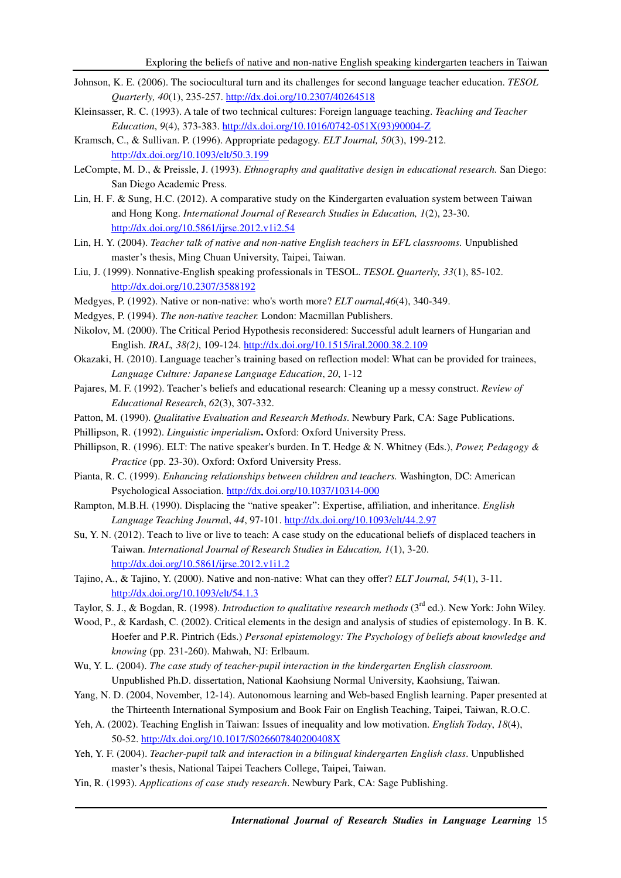Johnson, K. E. (2006). The sociocultural turn and its challenges for second language teacher education. *TESOL Quarterly, 40*(1), 235-257. http://dx.doi.org/10.2307/40264518

Kleinsasser, R. C. (1993). A tale of two technical cultures: Foreign language teaching. *Teaching and Teacher Education*, *9*(4), 373-383. http://dx.doi.org/10.1016/0742-051X(93)90004-Z

Kramsch, C., & Sullivan. P. (1996). Appropriate pedagogy. *ELT Journal, 50*(3), 199-212. http://dx.doi.org/10.1093/elt/50.3.199

LeCompte, M. D., & Preissle, J. (1993). *Ethnography and qualitative design in educational research.* San Diego: San Diego Academic Press.

Lin, H. F. & Sung, H.C. (2012). A comparative study on the Kindergarten evaluation system between Taiwan and Hong Kong. *International Journal of Research Studies in Education, 1*(2), 23-30. http://dx.doi.org/10.5861/ijrse.2012.v1i2.54

Lin, H. Y. (2004). *Teacher talk of native and non-native English teachers in EFL classrooms.* Unpublished master's thesis, Ming Chuan University, Taipei, Taiwan.

Liu, J. (1999). Nonnative-English speaking professionals in TESOL. *TESOL Quarterly, 33*(1), 85-102. http://dx.doi.org/10.2307/3588192

Medgyes, P. (1992). Native or non-native: who's worth more? *ELT ournal,46*(4), 340-349.

Medgyes, P. (1994). *The non-native teacher.* London: Macmillan Publishers.

Nikolov, M. (2000). The Critical Period Hypothesis reconsidered: Successful adult learners of Hungarian and English. *IRAL, 38(2)*, 109-124. http://dx.doi.org/10.1515/iral.2000.38.2.109

Okazaki, H. (2010). Language teacher's training based on reflection model: What can be provided for trainees, *Language Culture: Japanese Language Education*, *20*, 1-12

Pajares, M. F. (1992). Teacher's beliefs and educational research: Cleaning up a messy construct. *Review of Educational Research*, *62*(3), 307-332.

Patton, M. (1990). *Qualitative Evaluation and Research Methods*. Newbury Park, CA: Sage Publications.

Phillipson, R. (1992). *Linguistic imperialism***.** Oxford: Oxford University Press.

Phillipson, R. (1996). ELT: The native speaker's burden. In T. Hedge & N. Whitney (Eds.), *Power, Pedagogy & Practice* (pp. 23-30). Oxford: Oxford University Press.

Pianta, R. C. (1999). *Enhancing relationships between children and teachers.* Washington, DC: American Psychological Association. http://dx.doi.org/10.1037/10314-000

Rampton, M.B.H. (1990). Displacing the "native speaker": Expertise, affiliation, and inheritance. *English Language Teaching Journa*l, *44*, 97-101. http://dx.doi.org/10.1093/elt/44.2.97

Su, Y. N. (2012). Teach to live or live to teach: A case study on the educational beliefs of displaced teachers in Taiwan. *International Journal of Research Studies in Education, 1*(1), 3-20. http://dx.doi.org/10.5861/ijrse.2012.v1i1.2

Tajino, A., & Tajino, Y. (2000). Native and non-native: What can they offer? *ELT Journal, 54*(1), 3-11. http://dx.doi.org/10.1093/elt/54.1.3

Taylor, S. J., & Bogdan, R. (1998). *Introduction to qualitative research methods* (3rd ed.). New York: John Wiley.

Wood, P., & Kardash, C. (2002). Critical elements in the design and analysis of studies of epistemology. In B. K. Hoefer and P.R. Pintrich (Eds.) *Personal epistemology: The Psychology of beliefs about knowledge and knowing* (pp. 231-260). Mahwah, NJ: Erlbaum.

Wu, Y. L. (2004). *The case study of teacher-pupil interaction in the kindergarten English classroom.* Unpublished Ph.D. dissertation, National Kaohsiung Normal University, Kaohsiung, Taiwan.

Yang, N. D. (2004, November, 12-14). Autonomous learning and Web-based English learning. Paper presented at the Thirteenth International Symposium and Book Fair on English Teaching, Taipei, Taiwan, R.O.C.

Yeh, A. (2002). Teaching English in Taiwan: Issues of inequality and low motivation. *English Today*, *18*(4), 50-52. http://dx.doi.org/10.1017/S026607840200408X

Yeh, Y. F. (2004). *Teacher-pupil talk and interaction in a bilingual kindergarten English class*. Unpublished master's thesis, National Taipei Teachers College, Taipei, Taiwan.

Yin, R. (1993). *Applications of case study research*. Newbury Park, CA: Sage Publishing.